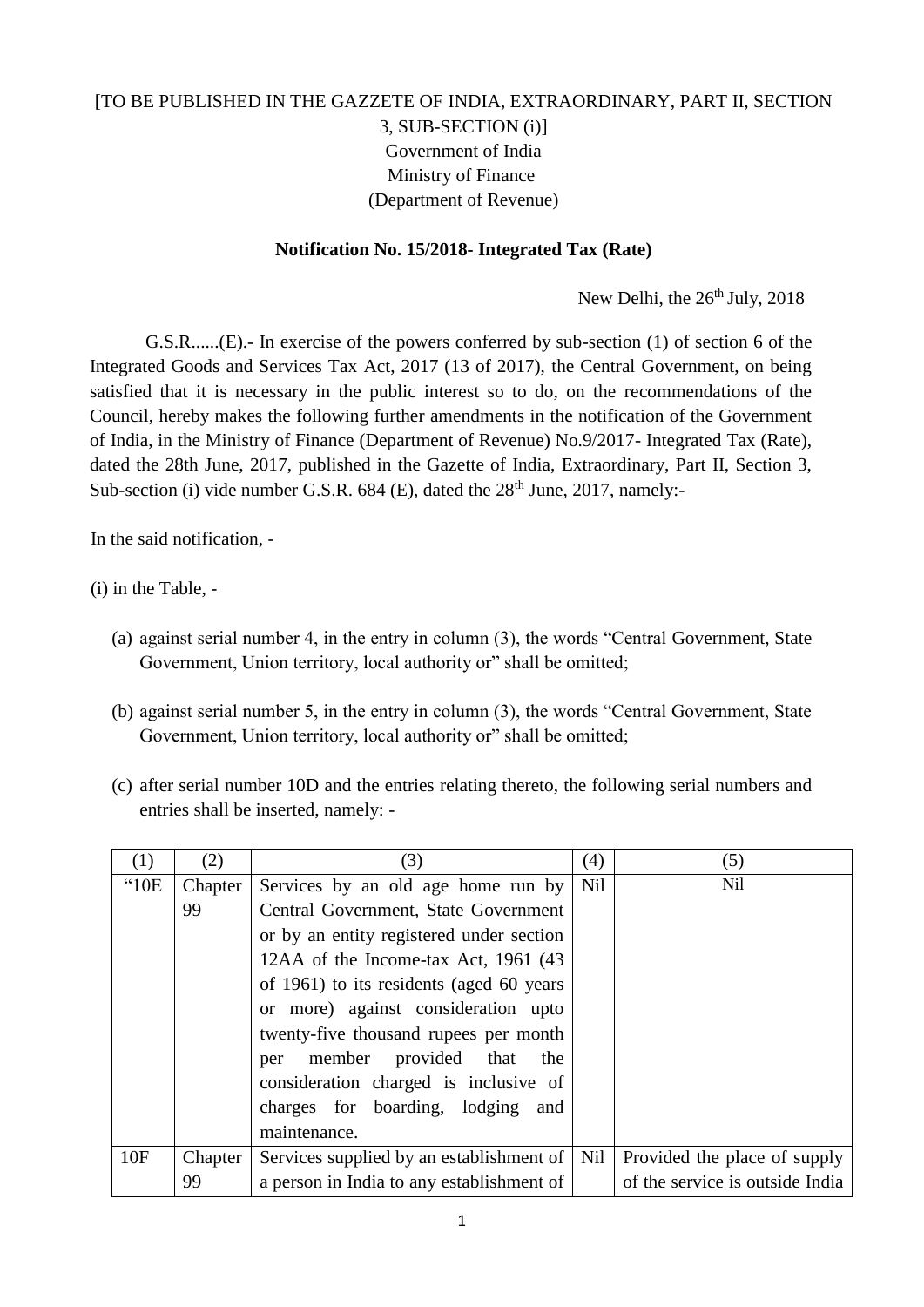[TO BE PUBLISHED IN THE GAZZETE OF INDIA, EXTRAORDINARY, PART II, SECTION 3, SUB-SECTION (i)]
Government of India
Ministry of Finance
(Department of Revenue)

**Notification No. 15/2018- Integrated Tax (Rate)**

New Delhi, the 26th July, 2018

G.S.R......(E).- In exercise of the powers conferred by sub-section (1) of section 6 of the Integrated Goods and Services Tax Act, 2017 (13 of 2017), the Central Government, on being satisfied that it is necessary in the public interest so to do, on the recommendations of the Council, hereby makes the following further amendments in the notification of the Government of India, in the Ministry of Finance (Department of Revenue) No.9/2017- Integrated Tax (Rate), dated the 28th June, 2017, published in the Gazette of India, Extraordinary, Part II, Section 3, Sub-section (i) vide number G.S.R. 684 (E), dated the 28th June, 2017, namely:-

In the said notification, -

(i) in the Table, -

(a) against serial number 4, in the entry in column (3), the words "Central Government, State Government, Union territory, local authority or" shall be omitted;

(b) against serial number 5, in the entry in column (3), the words "Central Government, State Government, Union territory, local authority or" shall be omitted;

(c) after serial number 10D and the entries relating thereto, the following serial numbers and entries shall be inserted, namely: -

| (1) | (2) | (3) | (4) | (5) |
|---|---|---|---|---|
| "10E | Chapter 99 | Services by an old age home run by Central Government, State Government or by an entity registered under section 12AA of the Income-tax Act, 1961 (43 of 1961) to its residents (aged 60 years or more) against consideration upto twenty-five thousand rupees per month per member provided that the consideration charged is inclusive of charges for boarding, lodging and maintenance. | Nil | Nil |
| 10F | Chapter 99 | Services supplied by an establishment of a person in India to any establishment of | Nil | Provided the place of supply of the service is outside India |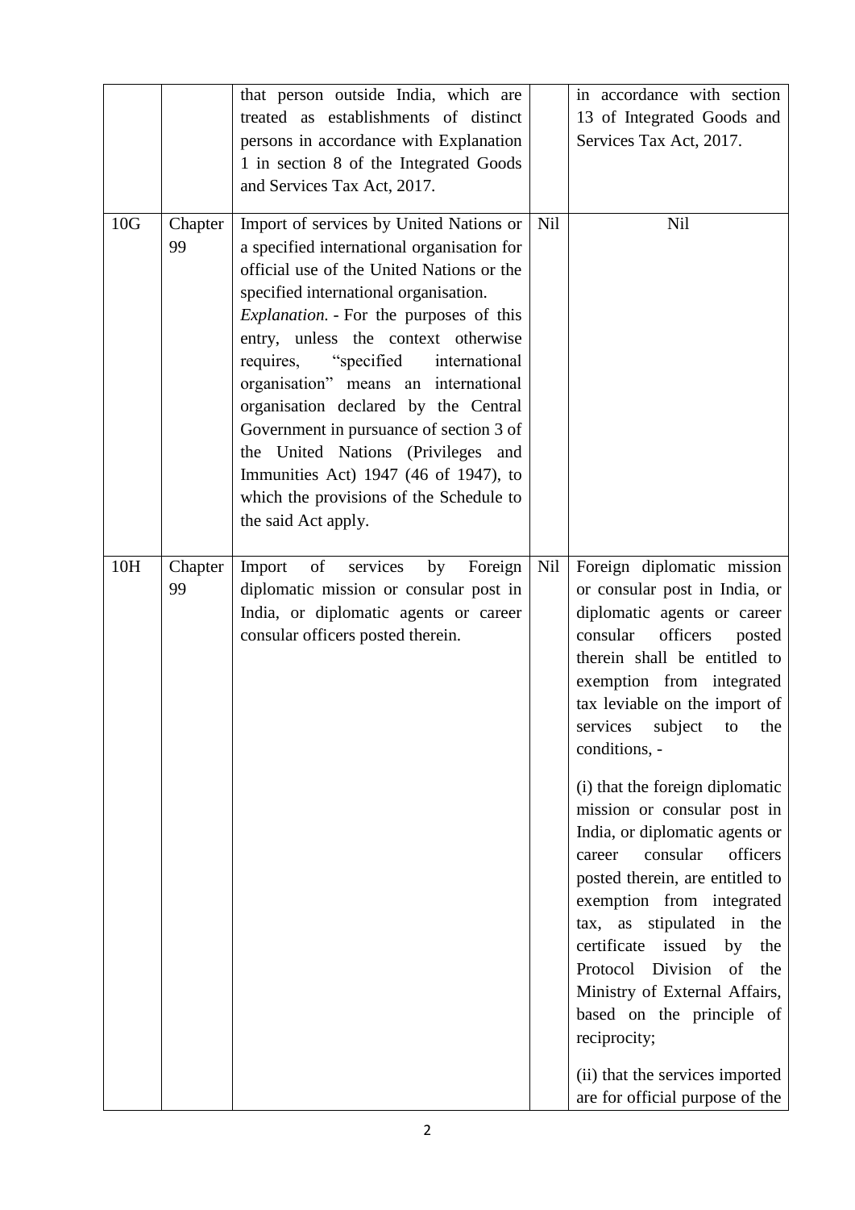| | | | | |
|---|---|---|---|---|
| | | that person outside India, which are treated as establishments of distinct persons in accordance with Explanation 1 in section 8 of the Integrated Goods and Services Tax Act, 2017. | | in accordance with section 13 of Integrated Goods and Services Tax Act, 2017. |
| 10G | Chapter 99 | Import of services by United Nations or a specified international organisation for official use of the United Nations or the specified international organisation. *Explanation.* - For the purposes of this entry, unless the context otherwise requires, "specified international organisation" means an international organisation declared by the Central Government in pursuance of section 3 of the United Nations (Privileges and Immunities Act) 1947 (46 of 1947), to which the provisions of the Schedule to the said Act apply. | Nil | Nil |
| 10H | Chapter 99 | Import of services by Foreign diplomatic mission or consular post in India, or diplomatic agents or career consular officers posted therein. | Nil | Foreign diplomatic mission or consular post in India, or diplomatic agents or career consular officers posted therein shall be entitled to exemption from integrated tax leviable on the import of services subject to the conditions, - (i) that the foreign diplomatic mission or consular post in India, or diplomatic agents or career consular officers posted therein, are entitled to exemption from integrated tax, as stipulated in the certificate issued by the Protocol Division of the Ministry of External Affairs, based on the principle of reciprocity; (ii) that the services imported are for official purpose of the |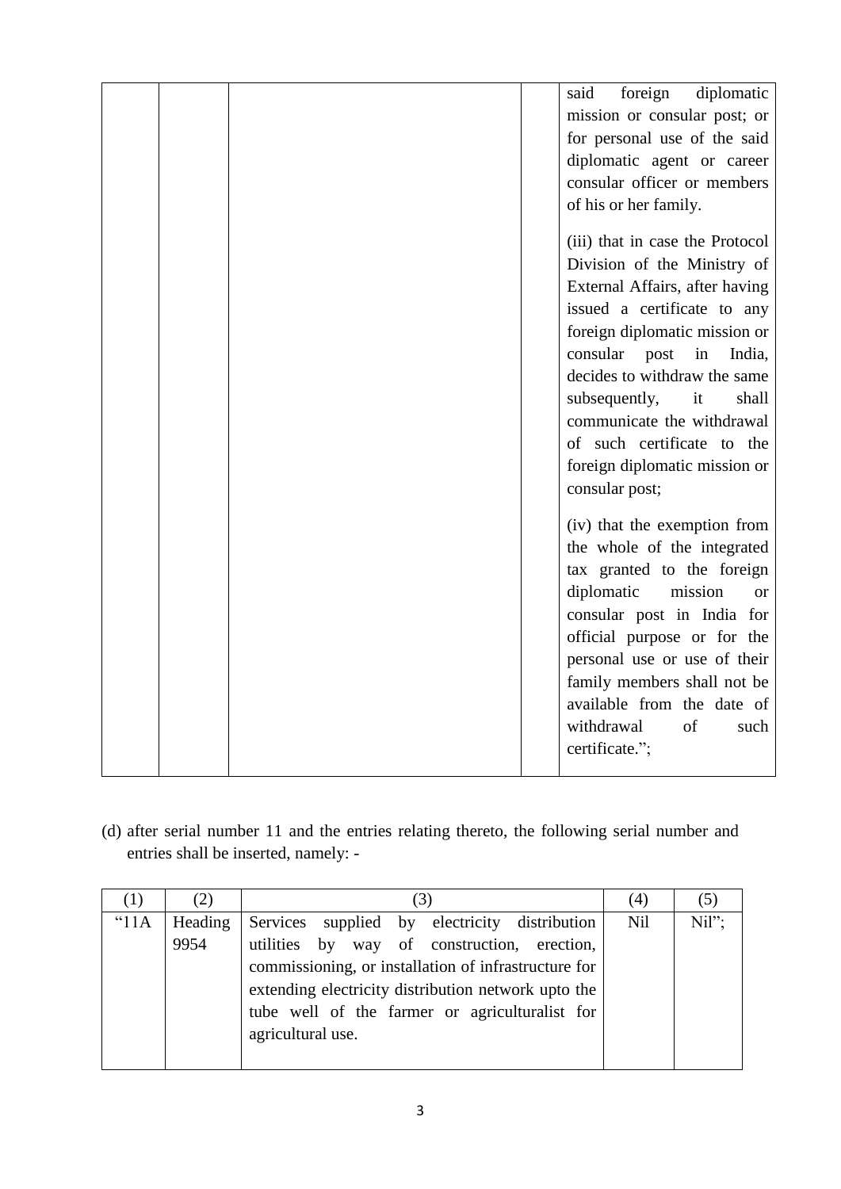| | | | | said foreign diplomatic mission or consular post; or for personal use of the said diplomatic agent or career consular officer or members of his or her family.<br><br>(iii) that in case the Protocol Division of the Ministry of External Affairs, after having issued a certificate to any foreign diplomatic mission or consular post in India, decides to withdraw the same subsequently, it shall communicate the withdrawal of such certificate to the foreign diplomatic mission or consular post;<br><br>(iv) that the exemption from the whole of the integrated tax granted to the foreign diplomatic mission or consular post in India for official purpose or for the personal use or use of their family members shall not be available from the date of withdrawal of such certificate."; |
|---|---|---|---|---|

(d) after serial number 11 and the entries relating thereto, the following serial number and entries shall be inserted, namely: -

| (1) | (2) | (3) | (4) | (5) |
|---|---|---|---|---|
| "11A | Heading 9954 | Services supplied by electricity distribution utilities by way of construction, erection, commissioning, or installation of infrastructure for extending electricity distribution network upto the tube well of the farmer or agriculturalist for agricultural use. | Nil | Nil"; |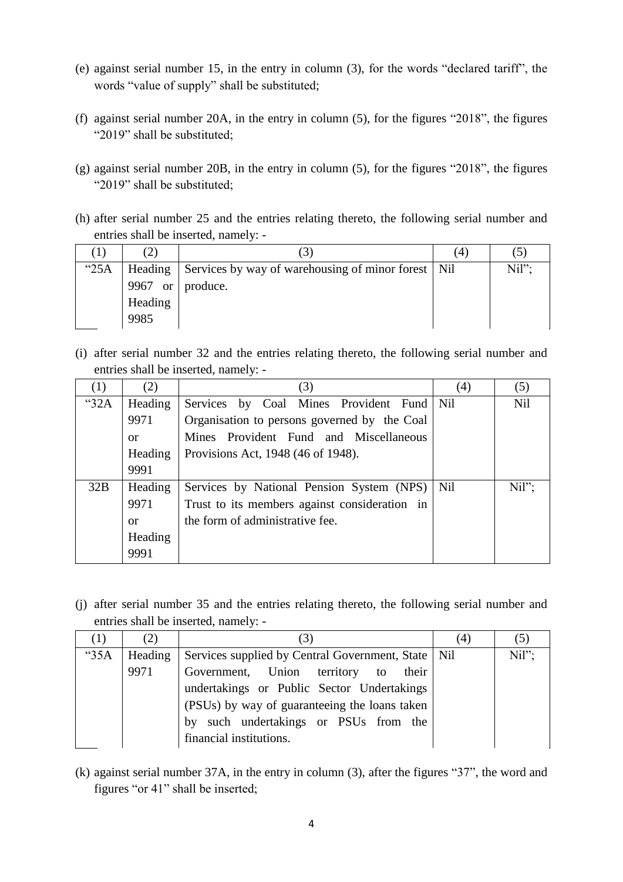(e) against serial number 15, in the entry in column (3), for the words "declared tariff", the words "value of supply" shall be substituted;

(f) against serial number 20A, in the entry in column (5), for the figures "2018", the figures "2019" shall be substituted;

(g) against serial number 20B, in the entry in column (5), for the figures "2018", the figures "2019" shall be substituted;

(h) after serial number 25 and the entries relating thereto, the following serial number and entries shall be inserted, namely: -

| (1) | (2) | (3) | (4) | (5) |
|---|---|---|---|---|
| "25A | Heading 9967 or Heading 9985 | Services by way of warehousing of minor forest produce. | Nil | Nil"; |

(i) after serial number 32 and the entries relating thereto, the following serial number and entries shall be inserted, namely: -

| (1) | (2) | (3) | (4) | (5) |
|---|---|---|---|---|
| "32A | Heading 9971 or Heading 9991 | Services by Coal Mines Provident Fund Organisation to persons governed by the Coal Mines Provident Fund and Miscellaneous Provisions Act, 1948 (46 of 1948). | Nil | Nil |
| 32B | Heading 9971 or Heading 9991 | Services by National Pension System (NPS) Trust to its members against consideration in the form of administrative fee. | Nil | Nil"; |

(j) after serial number 35 and the entries relating thereto, the following serial number and entries shall be inserted, namely: -

| (1) | (2) | (3) | (4) | (5) |
|---|---|---|---|---|
| "35A | Heading 9971 | Services supplied by Central Government, State Government, Union territory to their undertakings or Public Sector Undertakings (PSUs) by way of guaranteeing the loans taken by such undertakings or PSUs from the financial institutions. | Nil | Nil"; |

(k) against serial number 37A, in the entry in column (3), after the figures "37", the word and figures "or 41" shall be inserted;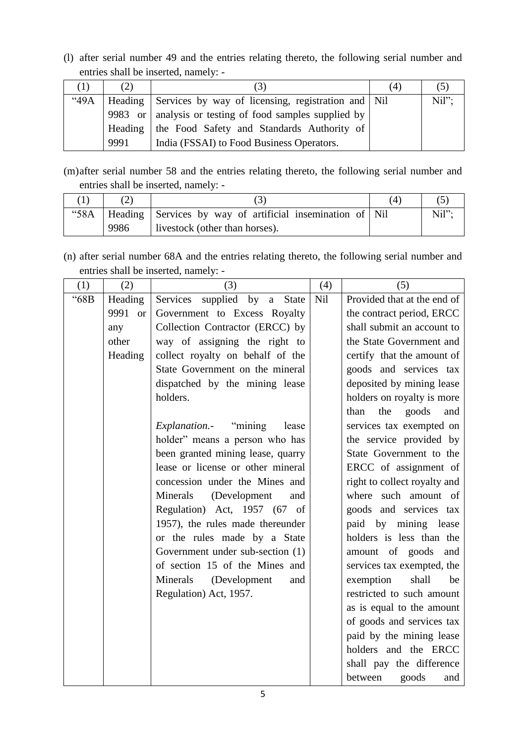(l) after serial number 49 and the entries relating thereto, the following serial number and entries shall be inserted, namely: -

| (1) | (2) | (3) | (4) | (5) |
|---|---|---|---|---|
| "49A | Heading 9983 or Heading 9991 | Services by way of licensing, registration and analysis or testing of food samples supplied by the Food Safety and Standards Authority of India (FSSAI) to Food Business Operators. | Nil | Nil"; |

(m) after serial number 58 and the entries relating thereto, the following serial number and entries shall be inserted, namely: -

| (1) | (2) | (3) | (4) | (5) |
|---|---|---|---|---|
| "58A | Heading 9986 | Services by way of artificial insemination of livestock (other than horses). | Nil | Nil"; |

(n) after serial number 68A and the entries relating thereto, the following serial number and entries shall be inserted, namely: -

| (1) | (2) | (3) | (4) | (5) |
|---|---|---|---|---|
| "68B | Heading 9991 or any other Heading | Services supplied by a State Government to Excess Royalty Collection Contractor (ERCC) by way of assigning the right to collect royalty on behalf of the State Government on the mineral dispatched by the mining lease holders.<br><br>*Explanation*.- "mining lease holder" means a person who has been granted mining lease, quarry lease or license or other mineral concession under the Mines and Minerals (Development and Regulation) Act, 1957 (67 of 1957), the rules made thereunder or the rules made by a State Government under sub-section (1) of section 15 of the Mines and Minerals (Development and Regulation) Act, 1957. | Nil | Provided that at the end of the contract period, ERCC shall submit an account to the State Government and certify that the amount of goods and services tax deposited by mining lease holders on royalty is more than the goods and services tax exempted on the service provided by State Government to the ERCC of assignment of right to collect royalty and where such amount of goods and services tax paid by mining lease holders is less than the amount of goods and services tax exempted, the exemption shall be restricted to such amount as is equal to the amount of goods and services tax paid by the mining lease holders and the ERCC shall pay the difference between goods and |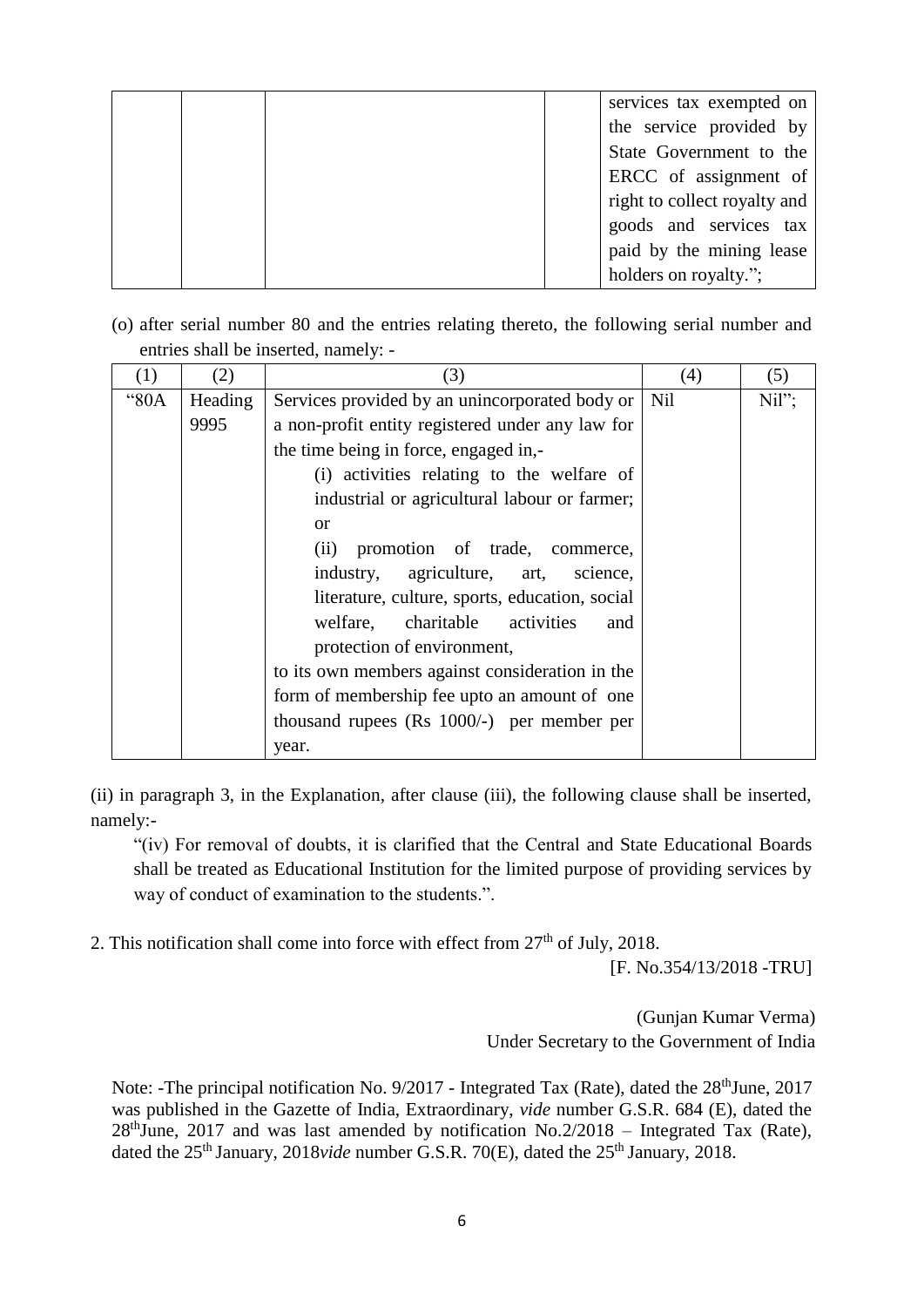| | | | | |
|---|---|---|---|---|
| | | | | services tax exempted on the service provided by State Government to the ERCC of assignment of right to collect royalty and goods and services tax paid by the mining lease holders on royalty."; |

(o) after serial number 80 and the entries relating thereto, the following serial number and entries shall be inserted, namely: -

| (1) | (2) | (3) | (4) | (5) |
|---|---|---|---|---|
| "80A | Heading 9995 | Services provided by an unincorporated body or a non-profit entity registered under any law for the time being in force, engaged in,- (i) activities relating to the welfare of industrial or agricultural labour or farmer; or (ii) promotion of trade, commerce, industry, agriculture, art, science, literature, culture, sports, education, social welfare, charitable activities and protection of environment, to its own members against consideration in the form of membership fee upto an amount of one thousand rupees (Rs 1000/-) per member per year. | Nil | Nil"; |

(ii) in paragraph 3, in the Explanation, after clause (iii), the following clause shall be inserted, namely:-

"(iv) For removal of doubts, it is clarified that the Central and State Educational Boards shall be treated as Educational Institution for the limited purpose of providing services by way of conduct of examination to the students.".

2. This notification shall come into force with effect from 27th of July, 2018.

[F. No.354/13/2018 -TRU]

(Gunjan Kumar Verma)
Under Secretary to the Government of India

Note: -The principal notification No. 9/2017 - Integrated Tax (Rate), dated the 28th June, 2017 was published in the Gazette of India, Extraordinary, *vide* number G.S.R. 684 (E), dated the 28th June, 2017 and was last amended by notification No.2/2018 – Integrated Tax (Rate), dated the 25th January, 2018*vide* number G.S.R. 70(E), dated the 25th January, 2018.